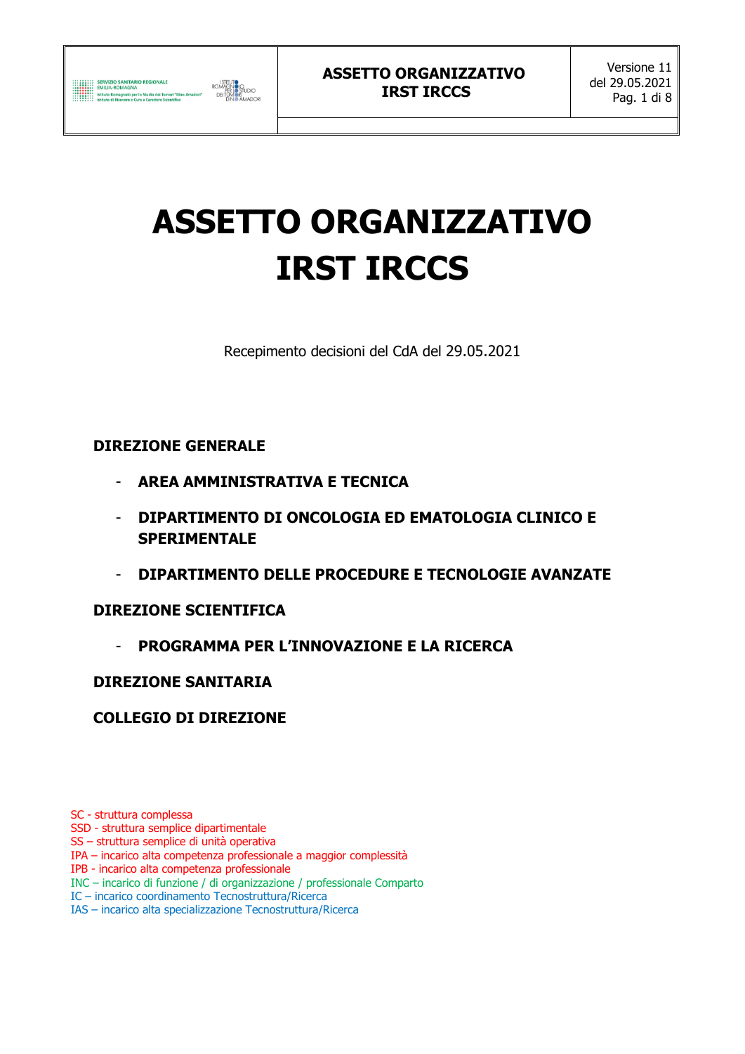# ASSETTO ORGANIZZATIVO IRST IRCCS

Recepimento decisioni del CdA del 29.05.2021

**DIREZIONE GENERALE**

- **AREA AMMINISTRATIVA E TECNICA**
- **DIPARTIMENTO DI ONCOLOGIA ED EMATOLOGIA CLINICO E SPERIMENTALE**
- **DIPARTIMENTO DELLE PROCEDURE E TECNOLOGIE AVANZATE**

**DIREZIONE SCIENTIFICA**

- **PROGRAMMA PER L'INNOVAZIONE E LA RICERCA**

**DIREZIONE SANITARIA**

**COLLEGIO DI DIREZIONE**

SC - struttura complessa
SSD - struttura semplice dipartimentale
SS – struttura semplice di unità operativa
IPA – incarico alta competenza professionale a maggior complessità
IPB - incarico alta competenza professionale
INC – incarico di funzione / di organizzazione / professionale Comparto
IC – incarico coordinamento Tecnostruttura/Ricerca
IAS – incarico alta specializzazione Tecnostruttura/Ricerca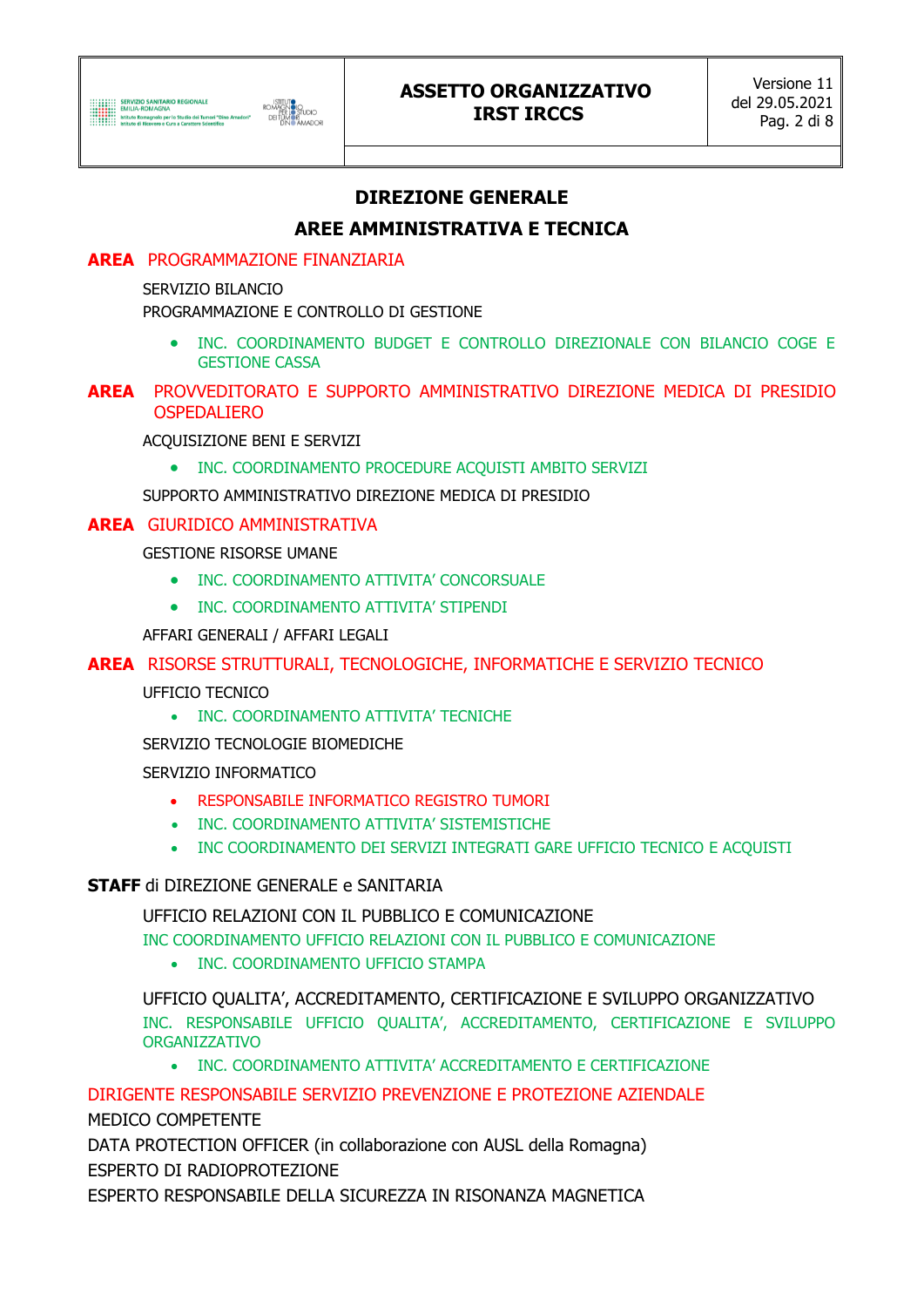## DIRECCIONE

## DIREZIONE GENERALE

## AREE AMMINISTRATIVA E TECNICA

**AREA** PROGRAMMAZIONE FINANZIARIA

SERVIZIO BILANCIO

PROGRAMMAZIONE E CONTROLLO DI GESTIONE

- INC. COORDINAMENTO BUDGET E CONTROLLO DIREZIONALE CON BILANCIO COGE E GESTIONE CASSA

**AREA** PROVVEDITORATO E SUPPORTO AMMINISTRATIVO DIREZIONE MEDICA DI PRESIDIO OSPEDALIERO

ACQUISIZIONE BENI E SERVIZI

- INC. COORDINAMENTO PROCEDURE ACQUISTI AMBITO SERVIZI

SUPPORTO AMMINISTRATIVO DIREZIONE MEDICA DI PRESIDIO

**AREA** GIURIDICO AMMINISTRATIVA

GESTIONE RISORSE UMANE

- INC. COORDINAMENTO ATTIVITA' CONCORSUALE
- INC. COORDINAMENTO ATTIVITA' STIPENDI

AFFARI GENERALI / AFFARI LEGALI

**AREA** RISORSE STRUTTURALI, TECNOLOGICHE, INFORMATICHE E SERVIZIO TECNICO

UFFICIO TECNICO

- INC. COORDINAMENTO ATTIVITA' TECNICHE

SERVIZIO TECNOLOGIE BIOMEDICHE

SERVIZIO INFORMATICO

- RESPONSABILE INFORMATICO REGISTRO TUMORI
- INC. COORDINAMENTO ATTIVITA' SISTEMISTICHE
- INC COORDINAMENTO DEI SERVIZI INTEGRATI GARE UFFICIO TECNICO E ACQUISTI

**STAFF** di DIREZIONE GENERALE e SANITARIA

UFFICIO RELAZIONI CON IL PUBBLICO E COMUNICAZIONE

INC COORDINAMENTO UFFICIO RELAZIONI CON IL PUBBLICO E COMUNICAZIONE

- INC. COORDINAMENTO UFFICIO STAMPA

UFFICIO QUALITA', ACCREDITAMENTO, CERTIFICAZIONE E SVILUPPO ORGANIZZATIVO

INC. RESPONSABILE UFFICIO QUALITA', ACCREDITAMENTO, CERTIFICAZIONE E SVILUPPO ORGANIZZATIVO

- INC. COORDINAMENTO ATTIVITA' ACCREDITAMENTO E CERTIFICAZIONE

DIRIGENTE RESPONSABILE SERVIZIO PREVENZIONE E PROTEZIONE AZIENDALE

MEDICO COMPETENTE

DATA PROTECTION OFFICER (in collaborazione con AUSL della Romagna)

ESPERTO DI RADIOPROTEZIONE

ESPERTO RESPONSABILE DELLA SICUREZZA IN RISONANZA MAGNETICA

## DIREZIONE GENERALE

## AREE AMMINISTRATIVA E TECNICA

**AREA** PROGRAMMAZIONE FINANZIARIA

SERVIZIO BILANCIO

PROGRAMMAZIONE E CONTROLLO DI GESTIONE

- INC. COORDINAMENTO BUDGET E CONTROLLO DIREZIONALE CON BILANCIO COGE E GESTIONE CASSA

**AREA** PROVVEDITORATO E SUPPORTO AMMINISTRATIVO DIREZIONE MEDICA DI PRESIDIO OSPEDALIERO

ACQUISIZIONE BENI E SERVIZI

- INC. COORDINAMENTO PROCEDURE ACQUISTI AMBITO SERVIZI

SUPPORTO AMMINISTRATIVO DIREZIONE MEDICA DI PRESIDIO

**AREA** GIURIDICO AMMINISTRATIVA

GESTIONE RISORSE UMANE

- INC. COORDINAMENTO ATTIVITA' CONCORSUALE
- INC. COORDINAMENTO ATTIVITA' STIPENDI

AFFARI GENERALI / AFFARI LEGALI

**AREA** RISORSE STRUTTURALI, TECNOLOGICHE, INFORMATICHE E SERVIZIO TECNICO

UFFICIO TECNICO

- INC. COORDINAMENTO ATTIVITA' TECNICHE

SERVIZIO TECNOLOGIE BIOMEDICHE

SERVIZIO INFORMATICO

- RESPONSABILE INFORMATICO REGISTRO TUMORI
- INC. COORDINAMENTO ATTIVITA' SISTEMISTICHE
- INC COORDINAMENTO DEI SERVIZI INTEGRATI GARE UFFICIO TECNICO E ACQUISTI

**STAFF** di DIREZIONE GENERALE e SANITARIA

UFFICIO RELAZIONI CON IL PUBBLICO E COMUNICAZIONE

INC COORDINAMENTO UFFICIO RELAZIONI CON IL PUBBLICO E COMUNICAZIONE

- INC. COORDINAMENTO UFFICIO STAMPA

UFFICIO QUALITA', ACCREDITAMENTO, CERTIFICAZIONE E SVILUPPO ORGANIZZATIVO

INC. RESPONSABILE UFFICIO QUALITA', ACCREDITAMENTO, CERTIFICAZIONE E SVILUPPO ORGANIZZATIVO

- INC. COORDINAMENTO ATTIVITA' ACCREDITAMENTO E CERTIFICAZIONE

DIRIGENTE RESPONSABILE SERVIZIO PREVENZIONE E PROTEZIONE AZIENDALE

MEDICO COMPETENTE

DATA PROTECTION OFFICER (in collaborazione con AUSL della Romagna)

ESPERTO DI RADIOPROTEZIONE

ESPERTO RESPONSABILE DELLA SICUREZZA IN RISONANZA MAGNETICA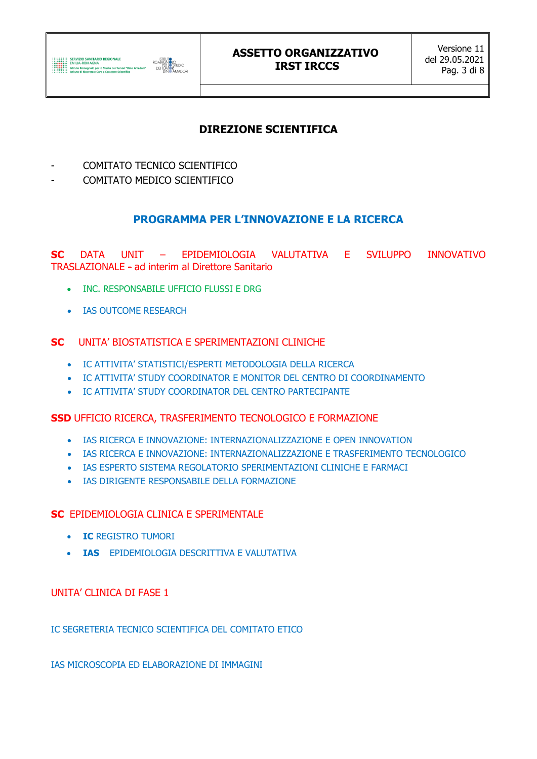# DIREZIONE SCIENTIFICA

- COMITATO TECNICO SCIENTIFICO
- COMITATO MEDICO SCIENTIFICO

## PROGRAMMA PER L'INNOVAZIONE E LA RICERCA

**SC** DATA UNIT – EPIDEMIOLOGIA VALUTATIVA E SVILUPPO INNOVATIVO TRASLAZIONALE - ad interim al Direttore Sanitario

- INC. RESPONSABILE UFFICIO FLUSSI E DRG
- IAS OUTCOME RESEARCH

**SC** UNITA' BIOSTATISTICA E SPERIMENTAZIONI CLINICHE

- IC ATTIVITA' STATISTICI/ESPERTI METODOLOGIA DELLA RICERCA
- IC ATTIVITA' STUDY COORDINATOR E MONITOR DEL CENTRO DI COORDINAMENTO
- IC ATTIVITA' STUDY COORDINATOR DEL CENTRO PARTECIPANTE

**SSD** UFFICIO RICERCA, TRASFERIMENTO TECNOLOGICO E FORMAZIONE

- IAS RICERCA E INNOVAZIONE: INTERNAZIONALIZZAZIONE E OPEN INNOVATION
- IAS RICERCA E INNOVAZIONE: INTERNAZIONALIZZAZIONE E TRASFERIMENTO TECNOLOGICO
- IAS ESPERTO SISTEMA REGOLATORIO SPERIMENTAZIONI CLINICHE E FARMACI
- IAS DIRIGENTE RESPONSABILE DELLA FORMAZIONE

**SC** EPIDEMIOLOGIA CLINICA E SPERIMENTALE

- **IC** REGISTRO TUMORI
- **IAS** EPIDEMIOLOGIA DESCRITTIVA E VALUTATIVA

UNITA' CLINICA DI FASE 1

IC SEGRETERIA TECNICO SCIENTIFICA DEL COMITATO ETICO

IAS MICROSCOPIA ED ELABORAZIONE DI IMMAGINI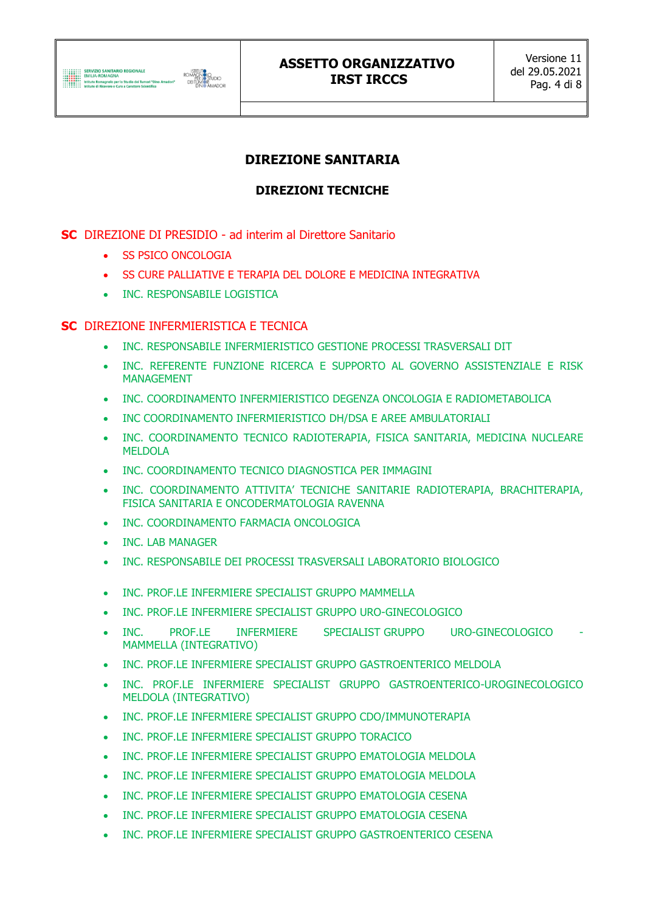## DIREZIONE SANITARIA

### DIREZIONI TECNICHE

**SC** DIREZIONE DI PRESIDIO - ad interim al Direttore Sanitario

- SS PSICO ONCOLOGIA
- SS CURE PALLIATIVE E TERAPIA DEL DOLORE E MEDICINA INTEGRATIVA
- INC. RESPONSABILE LOGISTICA

**SC** DIREZIONE INFERMIERISTICA E TECNICA

- INC. RESPONSABILE INFERMIERISTICO GESTIONE PROCESSI TRASVERSALI DIT
- INC. REFERENTE FUNZIONE RICERCA E SUPPORTO AL GOVERNO ASSISTENZIALE E RISK MANAGEMENT
- INC. COORDINAMENTO INFERMIERISTICO DEGENZA ONCOLOGIA E RADIOMETABOLICA
- INC COORDINAMENTO INFERMIERISTICO DH/DSA E AREE AMBULATORIALI
- INC. COORDINAMENTO TECNICO RADIOTERAPIA, FISICA SANITARIA, MEDICINA NUCLEARE MELDOLA
- INC. COORDINAMENTO TECNICO DIAGNOSTICA PER IMMAGINI
- INC. COORDINAMENTO ATTIVITA' TECNICHE SANITARIE RADIOTERAPIA, BRACHITERAPIA, FISICA SANITARIA E ONCODERMATOLOGIA RAVENNA
- INC. COORDINAMENTO FARMACIA ONCOLOGICA
- INC. LAB MANAGER
- INC. RESPONSABILE DEI PROCESSI TRASVERSALI LABORATORIO BIOLOGICO
- INC. PROF.LE INFERMIERE SPECIALIST GRUPPO MAMMELLA
- INC. PROF.LE INFERMIERE SPECIALIST GRUPPO URO-GINECOLOGICO
- INC. PROF.LE INFERMIERE SPECIALIST GRUPPO URO-GINECOLOGICO - MAMMELLA (INTEGRATIVO)
- INC. PROF.LE INFERMIERE SPECIALIST GRUPPO GASTROENTERICO MELDOLA
- INC. PROF.LE INFERMIERE SPECIALIST GRUPPO GASTROENTERICO-UROGINECOLOGICO MELDOLA (INTEGRATIVO)
- INC. PROF.LE INFERMIERE SPECIALIST GRUPPO CDO/IMMUNOTERAPIA
- INC. PROF.LE INFERMIERE SPECIALIST GRUPPO TORACICO
- INC. PROF.LE INFERMIERE SPECIALIST GRUPPO EMATOLOGIA MELDOLA
- INC. PROF.LE INFERMIERE SPECIALIST GRUPPO EMATOLOGIA MELDOLA
- INC. PROF.LE INFERMIERE SPECIALIST GRUPPO EMATOLOGIA CESENA
- INC. PROF.LE INFERMIERE SPECIALIST GRUPPO EMATOLOGIA CESENA
- INC. PROF.LE INFERMIERE SPECIALIST GRUPPO GASTROENTERICO CESENA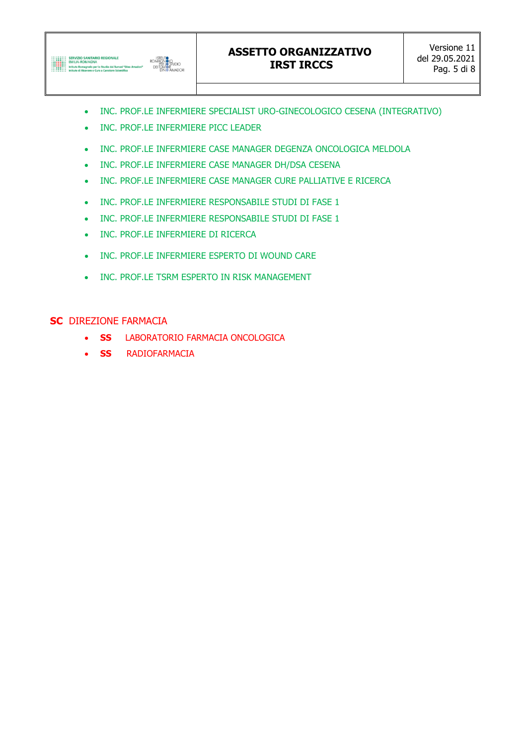- INC. PROF.LE INFERMIERE SPECIALIST URO-GINECOLOGICO CESENA (INTEGRATIVO)
- INC. PROF.LE INFERMIERE PICC LEADER
- INC. PROF.LE INFERMIERE CASE MANAGER DEGENZA ONCOLOGICA MELDOLA
- INC. PROF.LE INFERMIERE CASE MANAGER DH/DSA CESENA
- INC. PROF.LE INFERMIERE CASE MANAGER CURE PALLIATIVE E RICERCA
- INC. PROF.LE INFERMIERE RESPONSABILE STUDI DI FASE 1
- INC. PROF.LE INFERMIERE RESPONSABILE STUDI DI FASE 1
- INC. PROF.LE INFERMIERE DI RICERCA
- INC. PROF.LE INFERMIERE ESPERTO DI WOUND CARE
- INC. PROF.LE TSRM ESPERTO IN RISK MANAGEMENT

**SC** DIREZIONE FARMACIA

- **SS** LABORATORIO FARMACIA ONCOLOGICA
- **SS** RADIOFARMACIA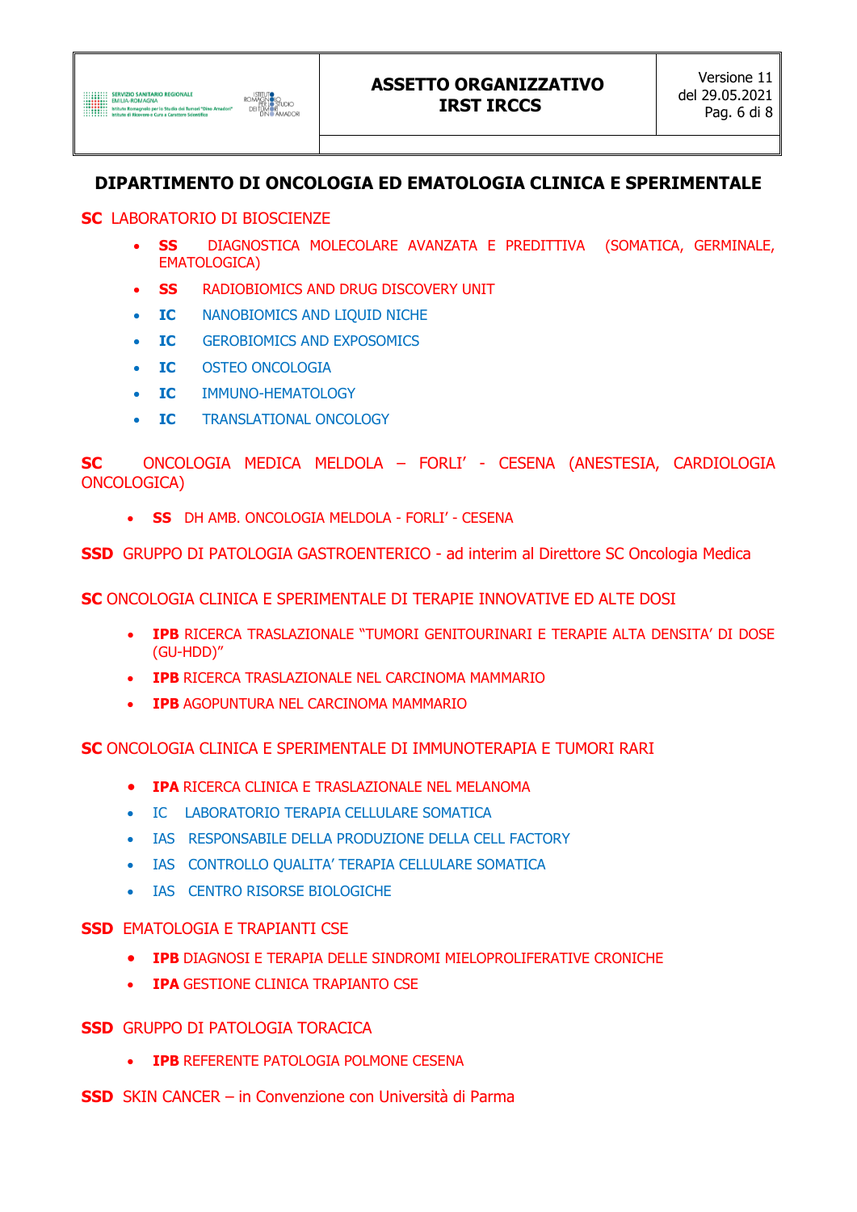## DIPARTIMENTO DI ONCOLOGIA ED EMATOLOGIA CLINICA E SPERIMENTALE

**SC** LABORATORIO DI BIOSCIENZE

- **SS** DIAGNOSTICA MOLECOLARE AVANZATA E PREDITTIVA (SOMATICA, GERMINALE, EMATOLOGICA)
- **SS** RADIOBIOMICS AND DRUG DISCOVERY UNIT
- **IC** NANOBIOMICS AND LIQUID NICHE
- **IC** GEROBIOMICS AND EXPOSOMICS
- **IC** OSTEO ONCOLOGIA
- **IC** IMMUNO-HEMATOLOGY
- **IC** TRANSLATIONAL ONCOLOGY

**SC** ONCOLOGIA MEDICA MELDOLA – FORLI' - CESENA (ANESTESIA, CARDIOLOGIA ONCOLOGICA)

- **SS** DH AMB. ONCOLOGIA MELDOLA - FORLI' - CESENA

**SSD** GRUPPO DI PATOLOGIA GASTROENTERICO - ad interim al Direttore SC Oncologia Medica

**SC** ONCOLOGIA CLINICA E SPERIMENTALE DI TERAPIE INNOVATIVE ED ALTE DOSI

- **IPB** RICERCA TRASLAZIONALE "TUMORI GENITOURINARI E TERAPIE ALTA DENSITA' DI DOSE (GU-HDD)"
- **IPB** RICERCA TRASLAZIONALE NEL CARCINOMA MAMMARIO
- **IPB** AGOPUNTURA NEL CARCINOMA MAMMARIO

**SC** ONCOLOGIA CLINICA E SPERIMENTALE DI IMMUNOTERAPIA E TUMORI RARI

- **IPA** RICERCA CLINICA E TRASLAZIONALE NEL MELANOMA
- IC LABORATORIO TERAPIA CELLULARE SOMATICA
- IAS RESPONSABILE DELLA PRODUZIONE DELLA CELL FACTORY
- IAS CONTROLLO QUALITA' TERAPIA CELLULARE SOMATICA
- IAS CENTRO RISORSE BIOLOGICHE

**SSD** EMATOLOGIA E TRAPIANTI CSE

- **IPB** DIAGNOSI E TERAPIA DELLE SINDROMI MIELOPROLIFERATIVE CRONICHE
- **IPA** GESTIONE CLINICA TRAPIANTO CSE

**SSD** GRUPPO DI PATOLOGIA TORACICA

- **IPB** REFERENTE PATOLOGIA POLMONE CESENA

**SSD** SKIN CANCER – in Convenzione con Università di Parma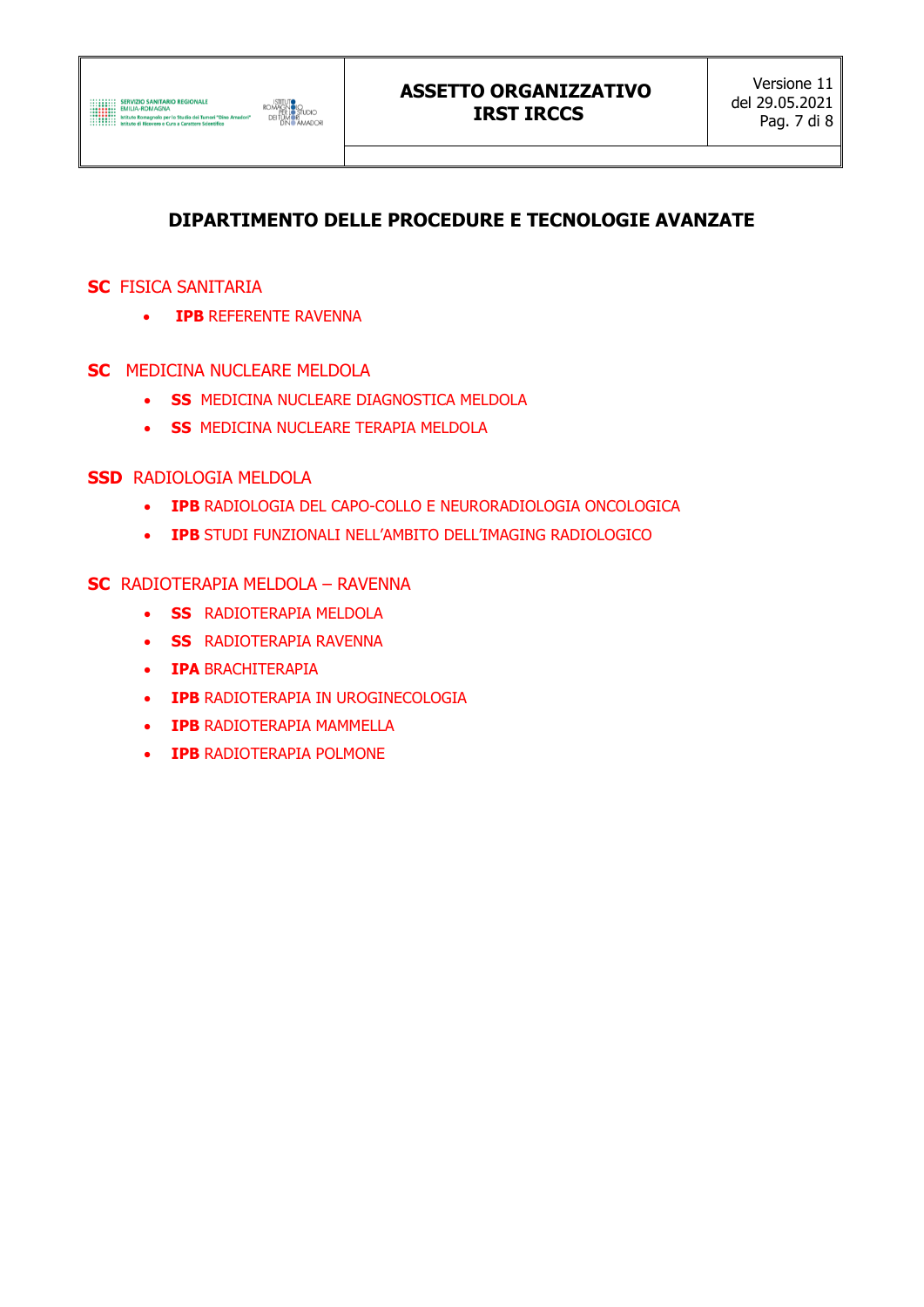# DIPARTIMENTO DELLE PROCEDURE E TECNOLOGIE AVANZATE

## **SC** FISICA SANITARIA

- **IPB** REFERENTE RAVENNA

## **SC** MEDICINA NUCLEARE MELDOLA

- **SS** MEDICINA NUCLEARE DIAGNOSTICA MELDOLA
- **SS** MEDICINA NUCLEARE TERAPIA MELDOLA

## **SSD** RADIOLOGIA MELDOLA

- **IPB** RADIOLOGIA DEL CAPO-COLLO E NEURORADIOLOGIA ONCOLOGICA
- **IPB** STUDI FUNZIONALI NELL'AMBITO DELL'IMAGING RADIOLOGICO

## **SC** RADIOTERAPIA MELDOLA – RAVENNA

- **SS** RADIOTERAPIA MELDOLA
- **SS** RADIOTERAPIA RAVENNA
- **IPA** BRACHITERAPIA
- **IPB** RADIOTERAPIA IN UROGINECOLOGIA
- **IPB** RADIOTERAPIA MAMMELLA
- **IPB** RADIOTERAPIA POLMONE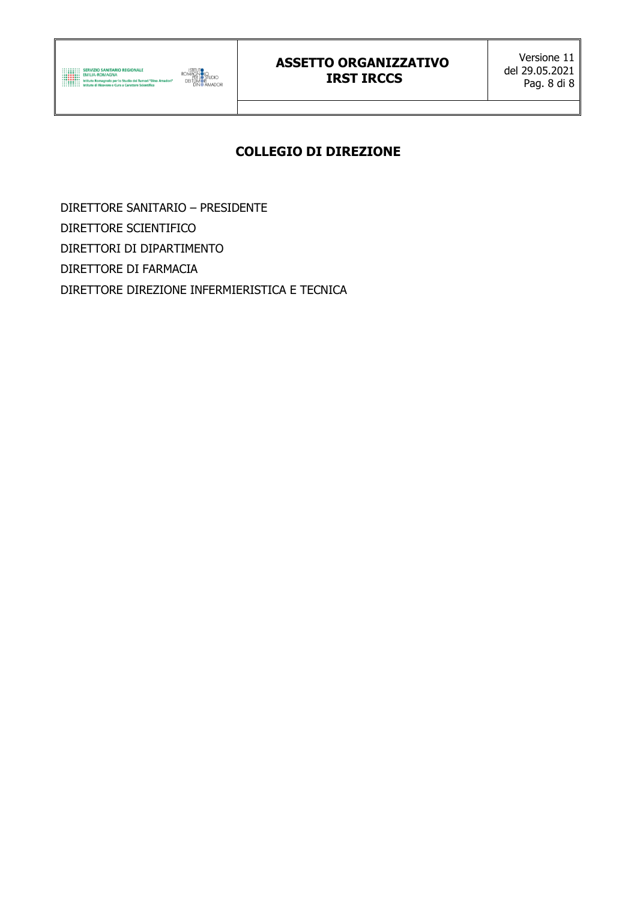## COLLEGIO DI DIREZIONE

DIRETTORE SANITARIO – PRESIDENTE

DIRETTORE SCIENTIFICO

DIRETTORI DI DIPARTIMENTO

DIRETTORE DI FARMACIA

DIRETTORE DIREZIONE INFERMIERISTICA E TECNICA